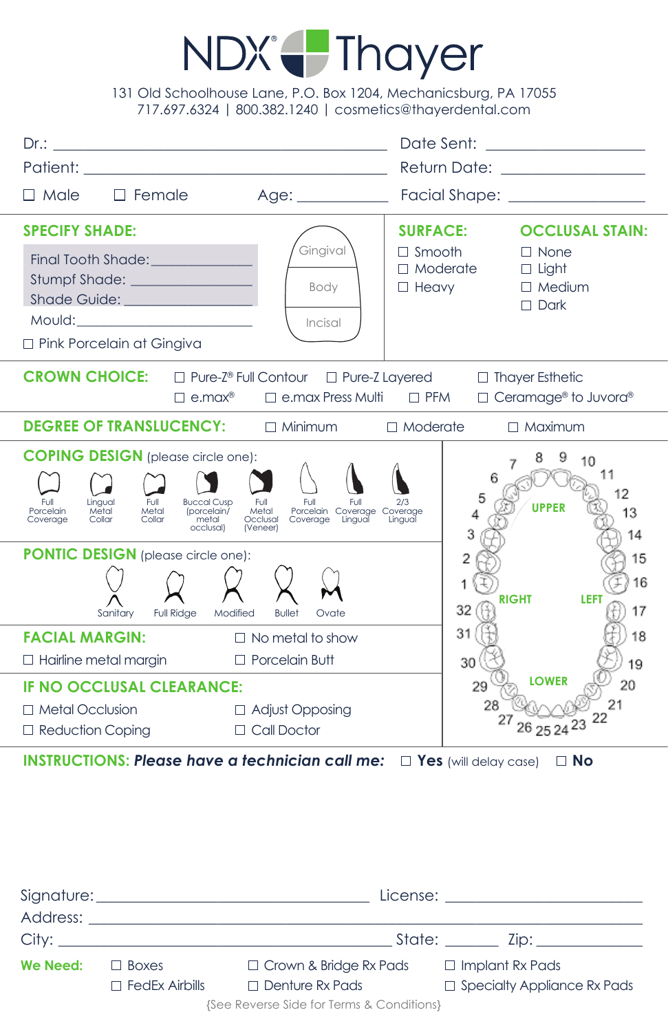# NDX® Thayer

131 Old Schoolhouse Lane, P.O. Box 1204, Mechanicsburg, PA 17055
717.697.6324 | 800.382.1240 | cosmetics@thayerdental.com

Dr.: ______________________________ Date Sent: ____________________

Patient: ______________________________ Return Date: ____________________

☐ Male ☐ Female Age: __________ Facial Shape: ____________________

## SPECIFY SHADE:

Final Tooth Shade: ______________

Stumpf Shade: ______________

Shade Guide: ______________

Mould: ______________

Gingival / Body / Incisal

☐ Pink Porcelain at Gingiva

## SURFACE:

☐ Smooth
☐ Moderate
☐ Heavy

## OCCLUSAL STAIN:

☐ None
☐ Light
☐ Medium
☐ Dark

## CROWN CHOICE:

☐ Pure-Z® Full Contour ☐ Pure-Z Layered ☐ Thayer Esthetic
☐ e.max® ☐ e.max Press Multi ☐ PFM ☐ Ceramage® to Juvora®

## DEGREE OF TRANSLUCENCY:

☐ Minimum ☐ Moderate ☐ Maximum

## COPING DESIGN (please circle one):

Full Porcelain Coverage | Lingual Metal Collar | Full Metal Collar | Buccal Cusp (porcelain/metal occlusal) | Full Metal Occlusal (Veneer) | Full Porcelain Coverage | Full Coverage Lingual | 2/3 Coverage Lingual

## PONTIC DESIGN (please circle one):

Sanitary | Full Ridge | Modified | Bullet | Ovate

UPPER: 1 2 3 4 5 6 7 8 9 10 11 12 13 14 15 16
RIGHT LEFT
LOWER: 32 31 30 29 28 27 26 25 24 23 22 21 20 19 18 17

## FACIAL MARGIN:

☐ No metal to show
☐ Hairline metal margin ☐ Porcelain Butt

## IF NO OCCLUSAL CLEARANCE:

☐ Metal Occlusion ☐ Adjust Opposing
☐ Reduction Coping ☐ Call Doctor

**INSTRUCTIONS:** ***Please have a technician call me:*** ☐ **Yes** (will delay case) ☐ **No**

Signature: ______________________________ License: ____________________

Address: ______________________________________________

City: ______________________________ State: ________ Zip: ____________

**We Need:** ☐ Boxes ☐ Crown & Bridge Rx Pads ☐ Implant Rx Pads
☐ FedEx Airbills ☐ Denture Rx Pads ☐ Specialty Appliance Rx Pads

{See Reverse Side for Terms & Conditions}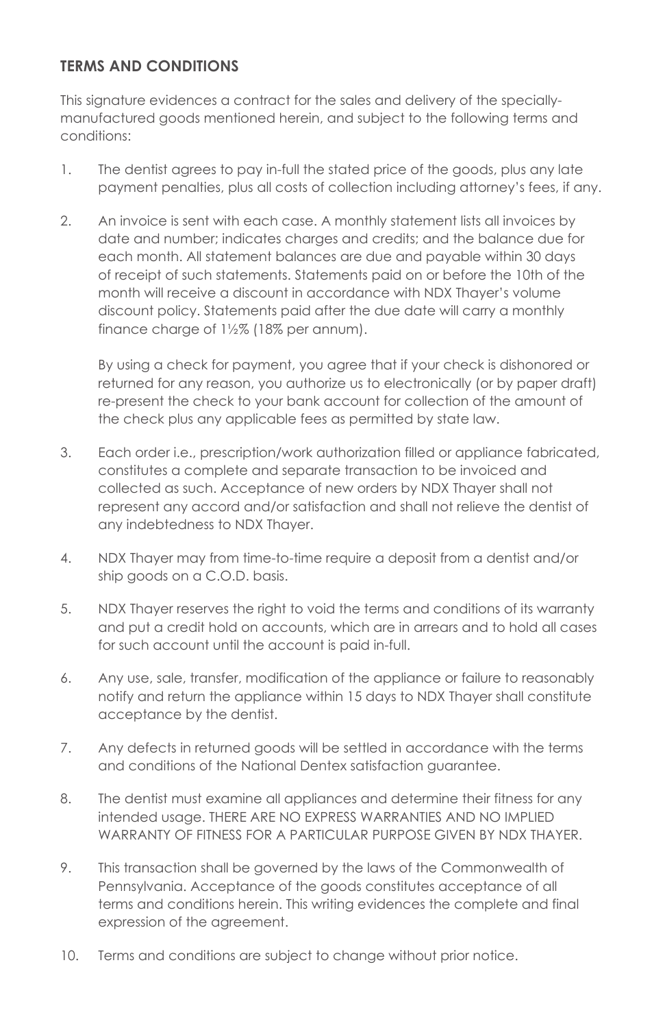**TERMS AND CONDITIONS**

This signature evidences a contract for the sales and delivery of the specially-manufactured goods mentioned herein, and subject to the following terms and conditions:

1. The dentist agrees to pay in-full the stated price of the goods, plus any late payment penalties, plus all costs of collection including attorney's fees, if any.

2. An invoice is sent with each case. A monthly statement lists all invoices by date and number; indicates charges and credits; and the balance due for each month. All statement balances are due and payable within 30 days of receipt of such statements. Statements paid on or before the 10th of the month will receive a discount in accordance with NDX Thayer's volume discount policy. Statements paid after the due date will carry a monthly finance charge of 1½% (18% per annum).

   By using a check for payment, you agree that if your check is dishonored or returned for any reason, you authorize us to electronically (or by paper draft) re-present the check to your bank account for collection of the amount of the check plus any applicable fees as permitted by state law.

3. Each order i.e., prescription/work authorization filled or appliance fabricated, constitutes a complete and separate transaction to be invoiced and collected as such. Acceptance of new orders by NDX Thayer shall not represent any accord and/or satisfaction and shall not relieve the dentist of any indebtedness to NDX Thayer.

4. NDX Thayer may from time-to-time require a deposit from a dentist and/or ship goods on a C.O.D. basis.

5. NDX Thayer reserves the right to void the terms and conditions of its warranty and put a credit hold on accounts, which are in arrears and to hold all cases for such account until the account is paid in-full.

6. Any use, sale, transfer, modification of the appliance or failure to reasonably notify and return the appliance within 15 days to NDX Thayer shall constitute acceptance by the dentist.

7. Any defects in returned goods will be settled in accordance with the terms and conditions of the National Dentex satisfaction guarantee.

8. The dentist must examine all appliances and determine their fitness for any intended usage. THERE ARE NO EXPRESS WARRANTIES AND NO IMPLIED WARRANTY OF FITNESS FOR A PARTICULAR PURPOSE GIVEN BY NDX THAYER.

9. This transaction shall be governed by the laws of the Commonwealth of Pennsylvania. Acceptance of the goods constitutes acceptance of all terms and conditions herein. This writing evidences the complete and final expression of the agreement.

10. Terms and conditions are subject to change without prior notice.